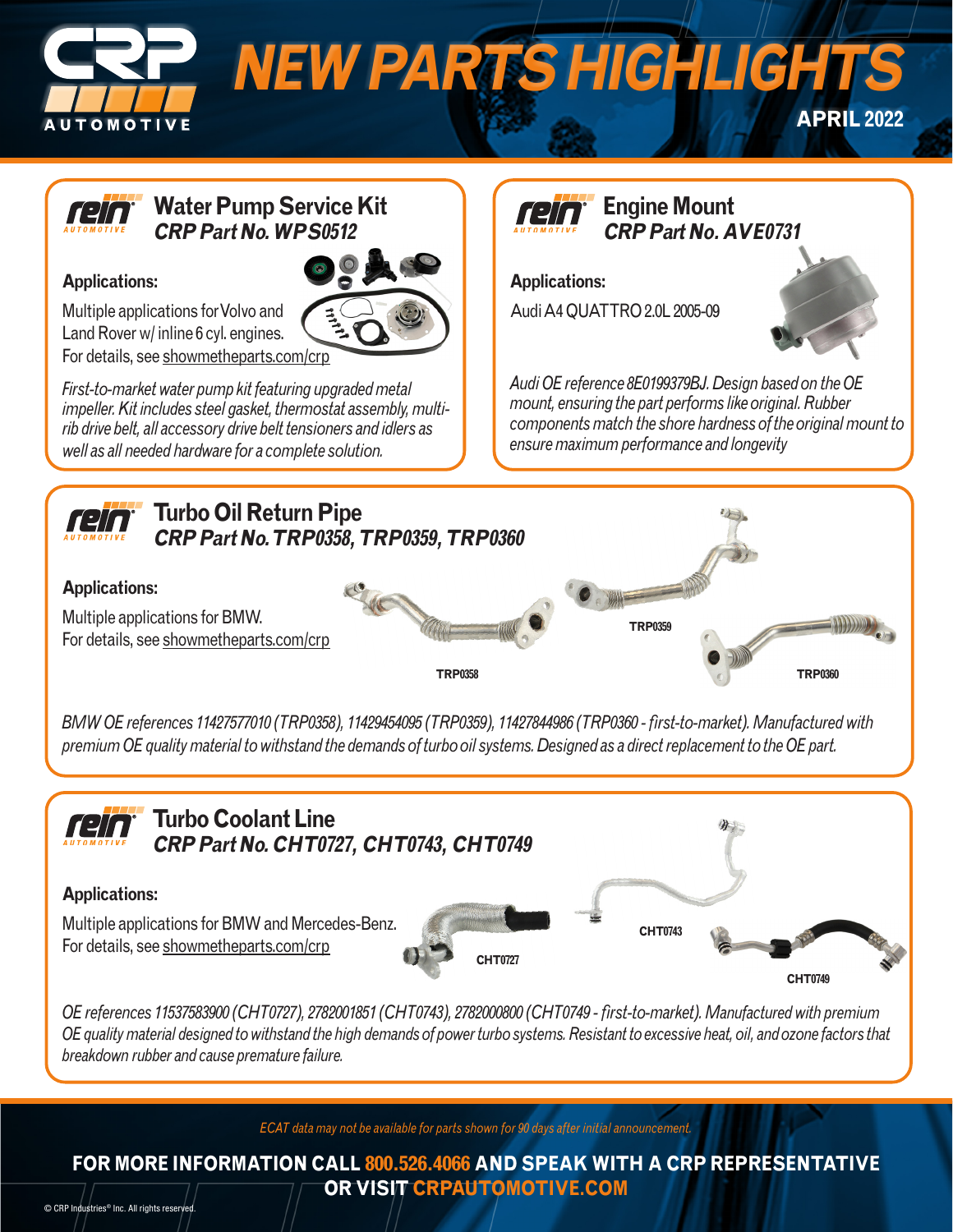# NEW PARTS HIGHLIGHTS

**APRIL 2022**

## Water Pump Service Kit
### *CRP Part No. WPS0512*

**Applications:**

Multiple applications for Volvo and Land Rover w/ inline 6 cyl. engines.
For details, see showmetheparts.com/crp

*First-to-market water pump kit featuring upgraded metal impeller. Kit includes steel gasket, thermostat assembly, multi-rib drive belt, all accessory drive belt tensioners and idlers as well as all needed hardware for a complete solution.*

## Engine Mount
### *CRP Part No. AVE0731*

**Applications:**

Audi A4 QUATTRO 2.0L 2005-09

*Audi OE reference 8E0199379BJ. Design based on the OE mount, ensuring the part performs like original. Rubber components match the shore hardness of the original mount to ensure maximum performance and longevity*

## Turbo Oil Return Pipe
### *CRP Part No. TRP0358, TRP0359, TRP0360*

**Applications:**

Multiple applications for BMW.
For details, see showmetheparts.com/crp

TRP0358 TRP0359 TRP0360

*BMW OE references 11427577010 (TRP0358), 11429454095 (TRP0359), 11427844986 (TRP0360 - first-to-market). Manufactured with premium OE quality material to withstand the demands of turbo oil systems. Designed as a direct replacement to the OE part.*

## Turbo Coolant Line
### *CRP Part No. CHT0727, CHT0743, CHT0749*

**Applications:**

Multiple applications for BMW and Mercedes-Benz.
For details, see showmetheparts.com/crp

CHT0727 CHT0743 CHT0749

*OE references 11537583900 (CHT0727), 2782001851 (CHT0743), 2782000800 (CHT0749 - first-to-market). Manufactured with premium OE quality material designed to withstand the high demands of power turbo systems. Resistant to excessive heat, oil, and ozone factors that breakdown rubber and cause premature failure.*

*ECAT data may not be available for parts shown for 90 days after initial announcement.*

**FOR MORE INFORMATION CALL 800.526.4066 AND SPEAK WITH A CRP REPRESENTATIVE OR VISIT CRPAUTOMOTIVE.COM**

© CRP Industries® Inc. All rights reserved.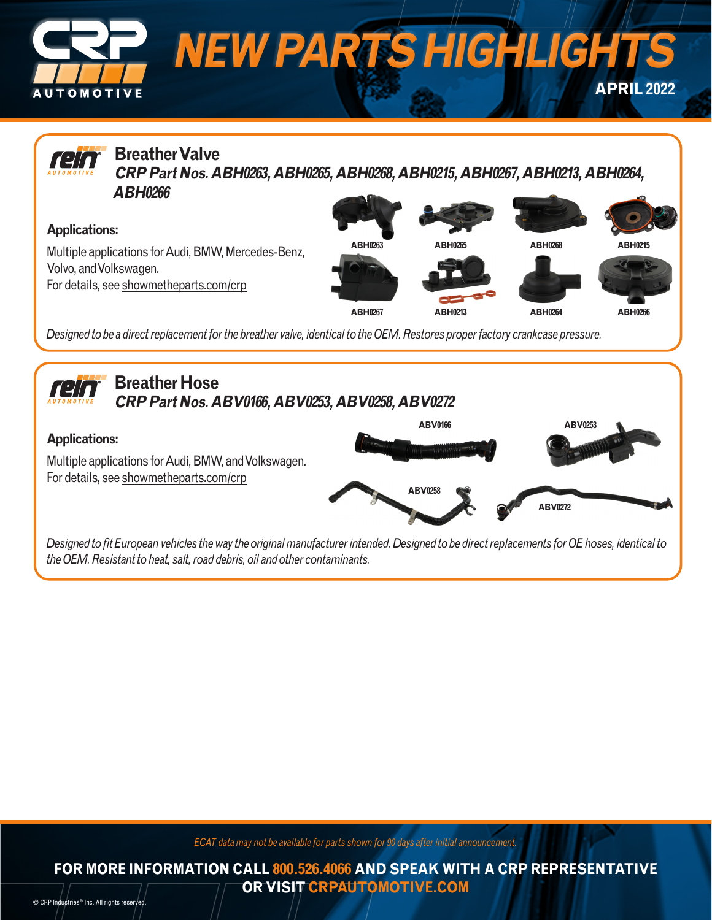# NEW PARTS HIGHLIGHTS

**APRIL 2022**

## Breather Valve

***CRP Part Nos. ABH0263, ABH0265, ABH0268, ABH0215, ABH0267, ABH0213, ABH0264, ABH0266***

**Applications:**

Multiple applications for Audi, BMW, Mercedes-Benz, Volvo, and Volkswagen.
For details, see showmetheparts.com/crp

ABH0263
ABH0265
ABH0268
ABH0215
ABH0267
ABH0213
ABH0264
ABH0266

*Designed to be a direct replacement for the breather valve, identical to the OEM. Restores proper factory crankcase pressure.*

## Breather Hose

***CRP Part Nos. ABV0166, ABV0253, ABV0258, ABV0272***

**Applications:**

Multiple applications for Audi, BMW, and Volkswagen.
For details, see showmetheparts.com/crp

ABV0166
ABV0253
ABV0258
ABV0272

*Designed to fit European vehicles the way the original manufacturer intended. Designed to be direct replacements for OE hoses, identical to the OEM. Resistant to heat, salt, road debris, oil and other contaminants.*

*ECAT data may not be available for parts shown for 90 days after initial announcement.*

**FOR MORE INFORMATION CALL 800.526.4066 AND SPEAK WITH A CRP REPRESENTATIVE OR VISIT CRPAUTOMOTIVE.COM**

© CRP Industries® Inc. All rights reserved.